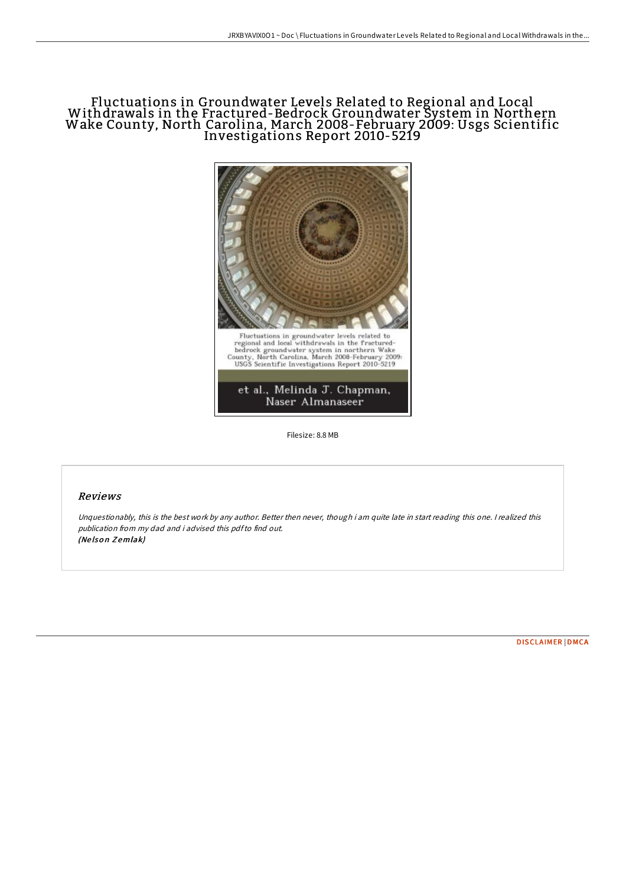# Fluctuations in Groundwater Levels Related to Regional and Local Withdrawals in the Fractured-Bedrock Groundwater System in Northern Wake County, North Carolina, March 2008-February 2009: Usgs Scientific Investigations Report 2010-5219

Filesize: 8.8 MB

## Reviews

*Unquestionably, this is the best work by any author. Better then never, though i am quite late in start reading this one. I realized this publication from my dad and i advised this pdf to find out.*
***(Nelson Zemlak)***

DISCLAIMER | DMCA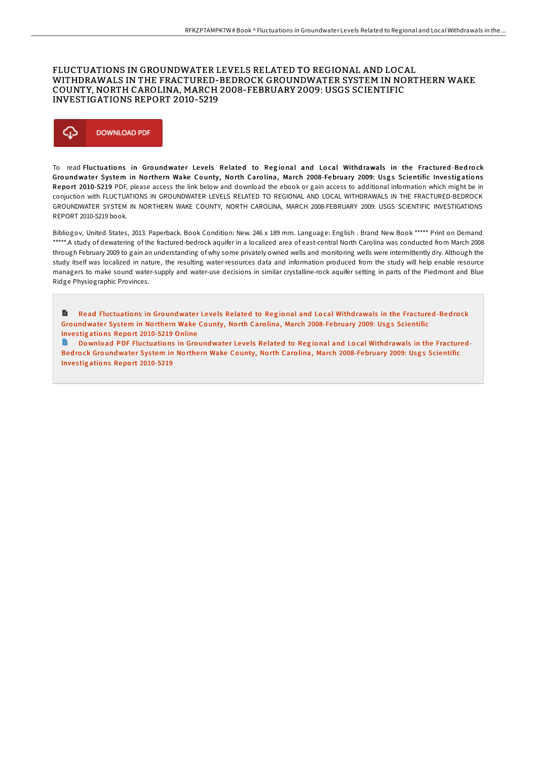# FLUCTUATIONS IN GROUNDWATER LEVELS RELATED TO REGIONAL AND LOCAL WITHDRAWALS IN THE FRACTURED-BEDROCK GROUNDWATER SYSTEM IN NORTHERN WAKE COUNTY, NORTH CAROLINA, MARCH 2008-FEBRUARY 2009: USGS SCIENTIFIC INVESTIGATIONS REPORT 2010-5219

DOWNLOAD PDF

To read **Fluctuations in Groundwater Levels Related to Regional and Local Withdrawals in the Fractured-Bedrock Groundwater System in Northern Wake County, North Carolina, March 2008-February 2009: Usgs Scientific Investigations Report 2010-5219** PDF, please access the link below and download the ebook or gain access to additional information which might be in conjuction with FLUCTUATIONS IN GROUNDWATER LEVELS RELATED TO REGIONAL AND LOCAL WITHDRAWALS IN THE FRACTURED-BEDROCK GROUNDWATER SYSTEM IN NORTHERN WAKE COUNTY, NORTH CAROLINA, MARCH 2008-FEBRUARY 2009: USGS SCIENTIFIC INVESTIGATIONS REPORT 2010-5219 book.

Bibliogov, United States, 2013. Paperback. Book Condition: New. 246 x 189 mm. Language: English . Brand New Book ***** Print on Demand *****.A study of dewatering of the fractured-bedrock aquifer in a localized area of east-central North Carolina was conducted from March 2008 through February 2009 to gain an understanding of why some privately owned wells and monitoring wells were intermittently dry. Although the study itself was localized in nature, the resulting water-resources data and information produced from the study will help enable resource managers to make sound water-supply and water-use decisions in similar crystalline-rock aquifer setting in parts of the Piedmont and Blue Ridge Physiographic Provinces.

Read Fluctuations in Groundwater Levels Related to Regional and Local Withdrawals in the Fractured-Bedrock Groundwater System in Northern Wake County, North Carolina, March 2008-February 2009: Usgs Scientific Investigations Report 2010-5219 Online

Download PDF Fluctuations in Groundwater Levels Related to Regional and Local Withdrawals in the Fractured-Bedrock Groundwater System in Northern Wake County, North Carolina, March 2008-February 2009: Usgs Scientific Investigations Report 2010-5219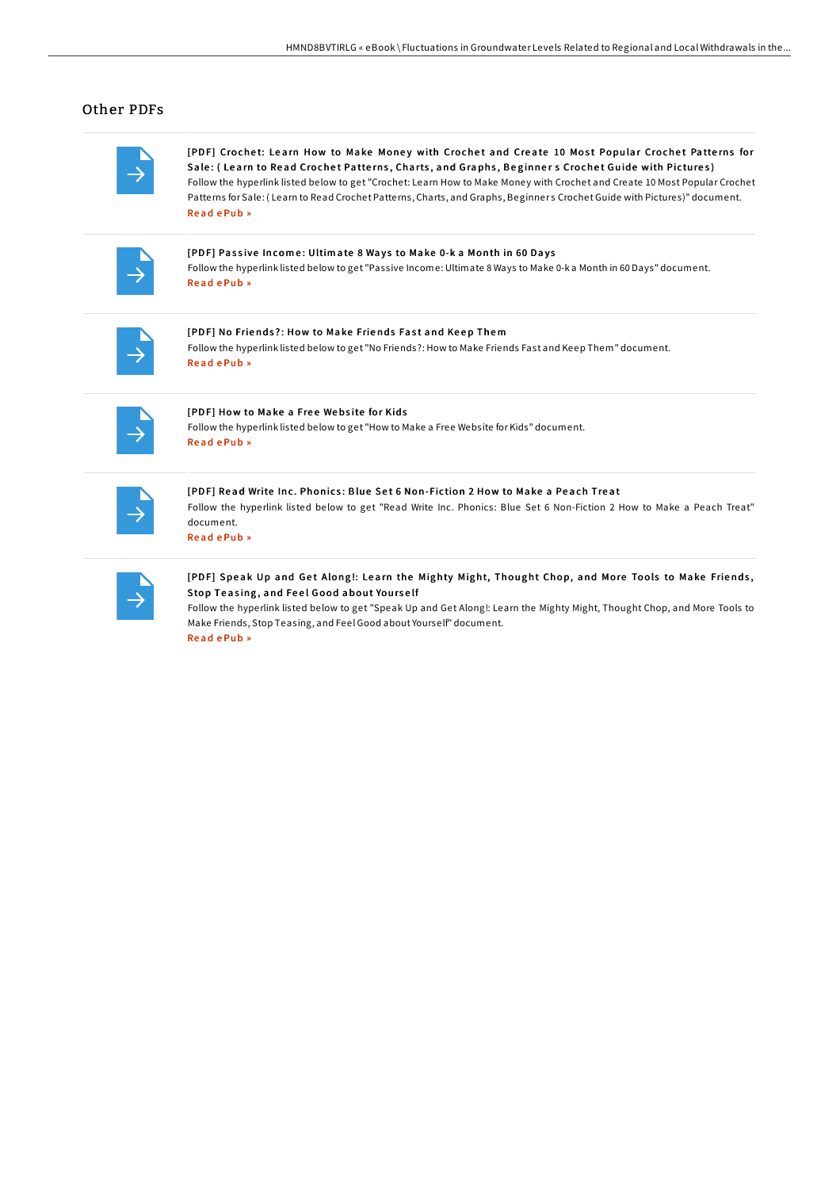## Other PDFs

**[PDF] Crochet: Learn How to Make Money with Crochet and Create 10 Most Popular Crochet Patterns for Sale: ( Learn to Read Crochet Patterns, Charts, and Graphs, Beginner s Crochet Guide with Pictures)**
Follow the hyperlink listed below to get "Crochet: Learn How to Make Money with Crochet and Create 10 Most Popular Crochet Patterns for Sale: ( Learn to Read Crochet Patterns, Charts, and Graphs, Beginner s Crochet Guide with Pictures)" document.
Read ePub »

**[PDF] Passive Income: Ultimate 8 Ways to Make 0-k a Month in 60 Days**
Follow the hyperlink listed below to get "Passive Income: Ultimate 8 Ways to Make 0-k a Month in 60 Days" document.
Read ePub »

**[PDF] No Friends?: How to Make Friends Fast and Keep Them**
Follow the hyperlink listed below to get "No Friends?: How to Make Friends Fast and Keep Them" document.
Read ePub »

**[PDF] How to Make a Free Website for Kids**
Follow the hyperlink listed below to get "How to Make a Free Website for Kids" document.
Read ePub »

**[PDF] Read Write Inc. Phonics: Blue Set 6 Non-Fiction 2 How to Make a Peach Treat**
Follow the hyperlink listed below to get "Read Write Inc. Phonics: Blue Set 6 Non-Fiction 2 How to Make a Peach Treat" document.
Read ePub »

**[PDF] Speak Up and Get Along!: Learn the Mighty Might, Thought Chop, and More Tools to Make Friends, Stop Teasing, and Feel Good about Yourself**
Follow the hyperlink listed below to get "Speak Up and Get Along!: Learn the Mighty Might, Thought Chop, and More Tools to Make Friends, Stop Teasing, and Feel Good about Yourself" document.
Read ePub »